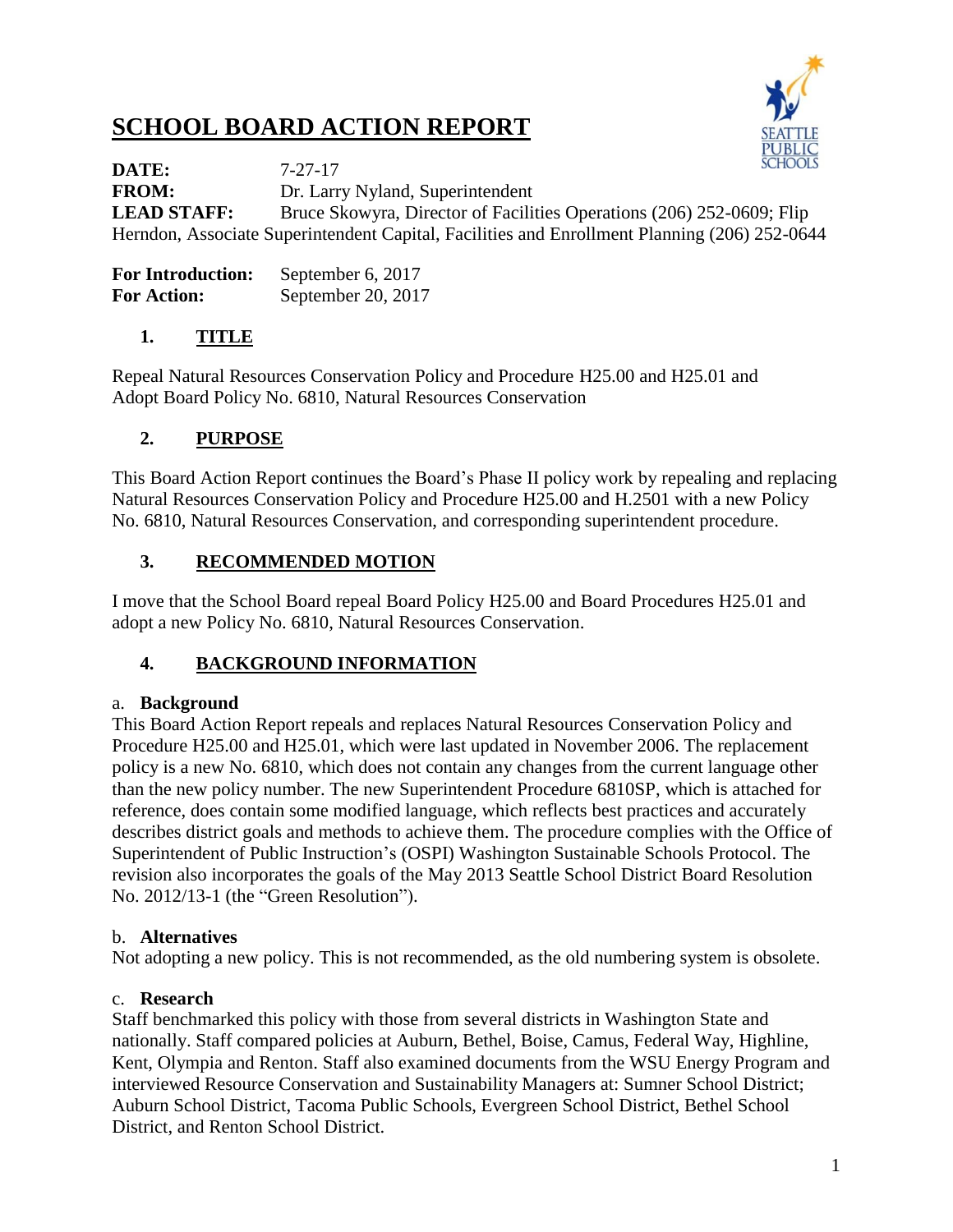# SCHOOL BOARD ACTION REPORT

**DATE:** 7-27-17
**FROM:** Dr. Larry Nyland, Superintendent
**LEAD STAFF:** Bruce Skowyra, Director of Facilities Operations (206) 252-0609; Flip Herndon, Associate Superintendent Capital, Facilities and Enrollment Planning (206) 252-0644

**For Introduction:** September 6, 2017
**For Action:** September 20, 2017

## 1. TITLE

Repeal Natural Resources Conservation Policy and Procedure H25.00 and H25.01 and Adopt Board Policy No. 6810, Natural Resources Conservation

## 2. PURPOSE

This Board Action Report continues the Board's Phase II policy work by repealing and replacing Natural Resources Conservation Policy and Procedure H25.00 and H.2501 with a new Policy No. 6810, Natural Resources Conservation, and corresponding superintendent procedure.

## 3. RECOMMENDED MOTION

I move that the School Board repeal Board Policy H25.00 and Board Procedures H25.01 and adopt a new Policy No. 6810, Natural Resources Conservation.

## 4. BACKGROUND INFORMATION

a. **Background**
This Board Action Report repeals and replaces Natural Resources Conservation Policy and Procedure H25.00 and H25.01, which were last updated in November 2006. The replacement policy is a new No. 6810, which does not contain any changes from the current language other than the new policy number. The new Superintendent Procedure 6810SP, which is attached for reference, does contain some modified language, which reflects best practices and accurately describes district goals and methods to achieve them. The procedure complies with the Office of Superintendent of Public Instruction's (OSPI) Washington Sustainable Schools Protocol. The revision also incorporates the goals of the May 2013 Seattle School District Board Resolution No. 2012/13-1 (the "Green Resolution").

b. **Alternatives**
Not adopting a new policy. This is not recommended, as the old numbering system is obsolete.

c. **Research**
Staff benchmarked this policy with those from several districts in Washington State and nationally. Staff compared policies at Auburn, Bethel, Boise, Camus, Federal Way, Highline, Kent, Olympia and Renton. Staff also examined documents from the WSU Energy Program and interviewed Resource Conservation and Sustainability Managers at: Sumner School District; Auburn School District, Tacoma Public Schools, Evergreen School District, Bethel School District, and Renton School District.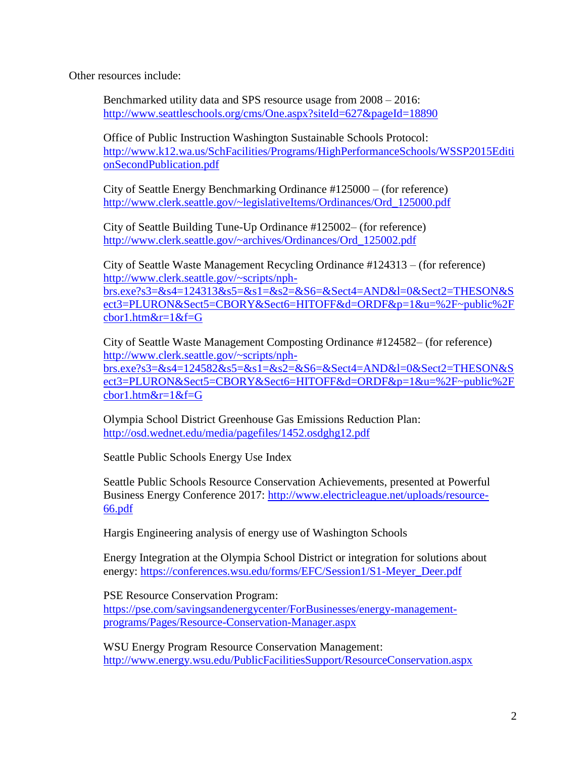Other resources include:

Benchmarked utility data and SPS resource usage from 2008 – 2016: http://www.seattleschools.org/cms/One.aspx?siteId=627&pageId=18890

Office of Public Instruction Washington Sustainable Schools Protocol: http://www.k12.wa.us/SchFacilities/Programs/HighPerformanceSchools/WSSP2015EditionSecondPublication.pdf

City of Seattle Energy Benchmarking Ordinance #125000 – (for reference) http://www.clerk.seattle.gov/~legislativeItems/Ordinances/Ord_125000.pdf

City of Seattle Building Tune-Up Ordinance #125002– (for reference) http://www.clerk.seattle.gov/~archives/Ordinances/Ord_125002.pdf

City of Seattle Waste Management Recycling Ordinance #124313 – (for reference) http://www.clerk.seattle.gov/~scripts/nph-brs.exe?s3=&s4=124313&s5=&s1=&s2=&S6=&Sect4=AND&l=0&Sect2=THESON&Sect3=PLURON&Sect5=CBORY&Sect6=HITOFF&d=ORDF&p=1&u=%2F~public%2Fcbor1.htm&r=1&f=G

City of Seattle Waste Management Composting Ordinance #124582– (for reference) http://www.clerk.seattle.gov/~scripts/nph-brs.exe?s3=&s4=124582&s5=&s1=&s2=&S6=&Sect4=AND&l=0&Sect2=THESON&Sect3=PLURON&Sect5=CBORY&Sect6=HITOFF&d=ORDF&p=1&u=%2F~public%2Fcbor1.htm&r=1&f=G

Olympia School District Greenhouse Gas Emissions Reduction Plan: http://osd.wednet.edu/media/pagefiles/1452.osdghg12.pdf

Seattle Public Schools Energy Use Index

Seattle Public Schools Resource Conservation Achievements, presented at Powerful Business Energy Conference 2017: http://www.electricleague.net/uploads/resource-66.pdf

Hargis Engineering analysis of energy use of Washington Schools

Energy Integration at the Olympia School District or integration for solutions about energy: https://conferences.wsu.edu/forms/EFC/Session1/S1-Meyer_Deer.pdf

PSE Resource Conservation Program: https://pse.com/savingsandenergycenter/ForBusinesses/energy-management-programs/Pages/Resource-Conservation-Manager.aspx

WSU Energy Program Resource Conservation Management: http://www.energy.wsu.edu/PublicFacilitiesSupport/ResourceConservation.aspx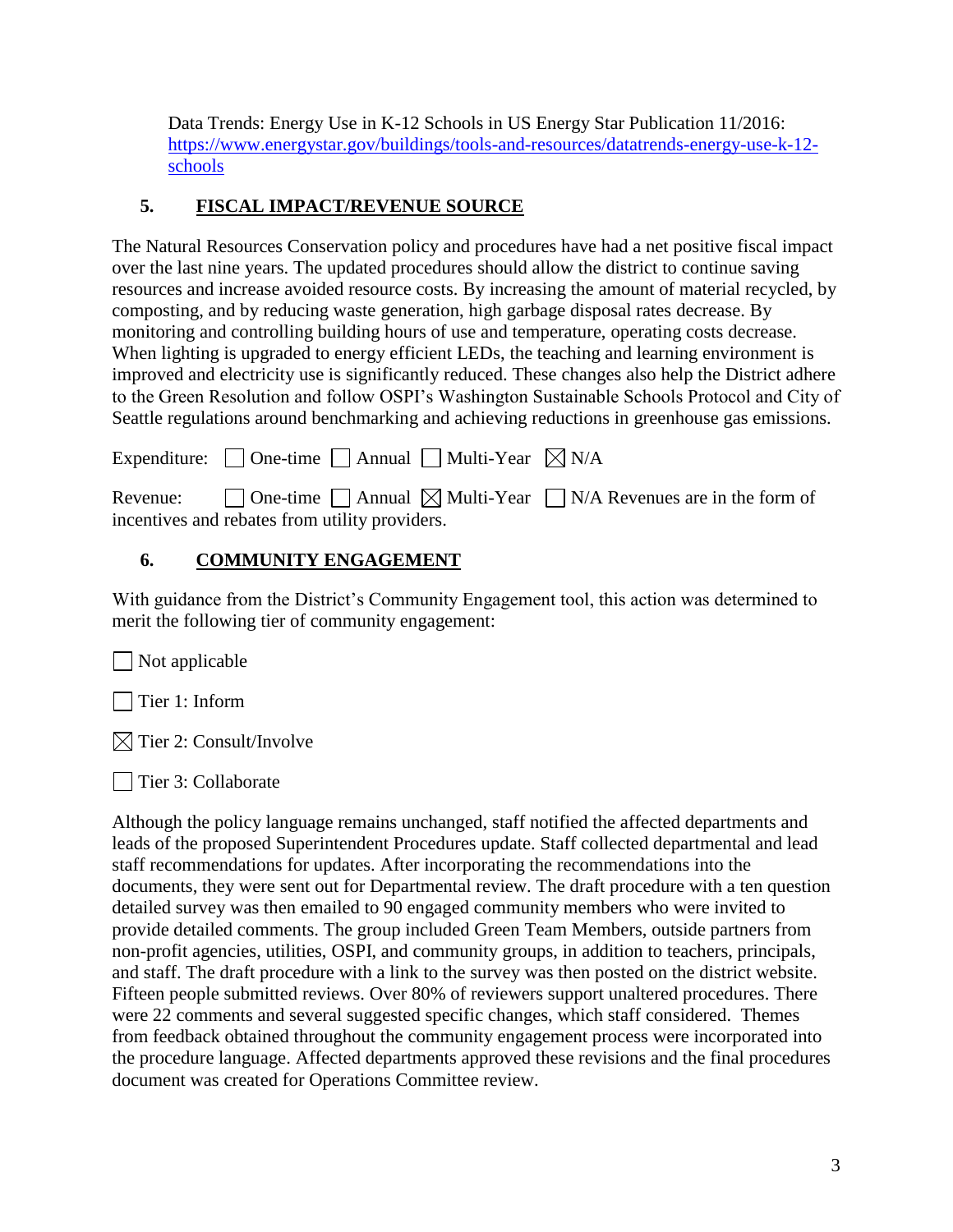Data Trends: Energy Use in K-12 Schools in US Energy Star Publication 11/2016: [https://www.energystar.gov/buildings/tools-and-resources/datatrends-energy-use-k-12-schools](https://www.energystar.gov/buildings/tools-and-resources/datatrends-energy-use-k-12-schools)

## 5. FISCAL IMPACT/REVENUE SOURCE

The Natural Resources Conservation policy and procedures have had a net positive fiscal impact over the last nine years. The updated procedures should allow the district to continue saving resources and increase avoided resource costs. By increasing the amount of material recycled, by composting, and by reducing waste generation, high garbage disposal rates decrease. By monitoring and controlling building hours of use and temperature, operating costs decrease. When lighting is upgraded to energy efficient LEDs, the teaching and learning environment is improved and electricity use is significantly reduced. These changes also help the District adhere to the Green Resolution and follow OSPI's Washington Sustainable Schools Protocol and City of Seattle regulations around benchmarking and achieving reductions in greenhouse gas emissions.

Expenditure: ☐ One-time ☐ Annual ☐ Multi-Year ☒ N/A

Revenue: ☐ One-time ☐ Annual ☒ Multi-Year ☐ N/A Revenues are in the form of incentives and rebates from utility providers.

## 6. COMMUNITY ENGAGEMENT

With guidance from the District's Community Engagement tool, this action was determined to merit the following tier of community engagement:

☐ Not applicable

☐ Tier 1: Inform

☒ Tier 2: Consult/Involve

☐ Tier 3: Collaborate

Although the policy language remains unchanged, staff notified the affected departments and leads of the proposed Superintendent Procedures update. Staff collected departmental and lead staff recommendations for updates. After incorporating the recommendations into the documents, they were sent out for Departmental review. The draft procedure with a ten question detailed survey was then emailed to 90 engaged community members who were invited to provide detailed comments. The group included Green Team Members, outside partners from non-profit agencies, utilities, OSPI, and community groups, in addition to teachers, principals, and staff. The draft procedure with a link to the survey was then posted on the district website. Fifteen people submitted reviews. Over 80% of reviewers support unaltered procedures. There were 22 comments and several suggested specific changes, which staff considered. Themes from feedback obtained throughout the community engagement process were incorporated into the procedure language. Affected departments approved these revisions and the final procedures document was created for Operations Committee review.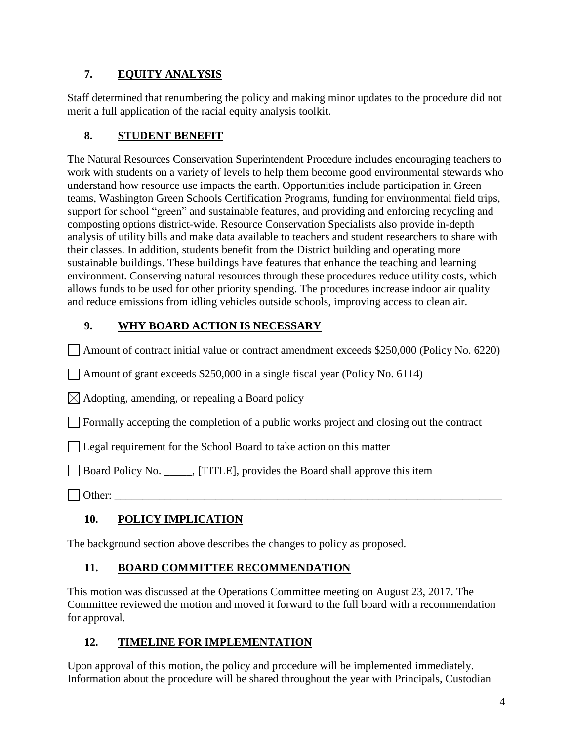## 7. EQUITY ANALYSIS

Staff determined that renumbering the policy and making minor updates to the procedure did not merit a full application of the racial equity analysis toolkit.

## 8. STUDENT BENEFIT

The Natural Resources Conservation Superintendent Procedure includes encouraging teachers to work with students on a variety of levels to help them become good environmental stewards who understand how resource use impacts the earth. Opportunities include participation in Green teams, Washington Green Schools Certification Programs, funding for environmental field trips, support for school "green" and sustainable features, and providing and enforcing recycling and composting options district-wide. Resource Conservation Specialists also provide in-depth analysis of utility bills and make data available to teachers and student researchers to share with their classes. In addition, students benefit from the District building and operating more sustainable buildings. These buildings have features that enhance the teaching and learning environment. Conserving natural resources through these procedures reduce utility costs, which allows funds to be used for other priority spending. The procedures increase indoor air quality and reduce emissions from idling vehicles outside schools, improving access to clean air.

## 9. WHY BOARD ACTION IS NECESSARY

☐ Amount of contract initial value or contract amendment exceeds $250,000 (Policy No. 6220)

☐ Amount of grant exceeds $250,000 in a single fiscal year (Policy No. 6114)

☒ Adopting, amending, or repealing a Board policy

☐ Formally accepting the completion of a public works project and closing out the contract

☐ Legal requirement for the School Board to take action on this matter

☐ Board Policy No. _____, [TITLE], provides the Board shall approve this item

☐ Other: ___________________________________________________________________

## 10. POLICY IMPLICATION

The background section above describes the changes to policy as proposed.

## 11. BOARD COMMITTEE RECOMMENDATION

This motion was discussed at the Operations Committee meeting on August 23, 2017. The Committee reviewed the motion and moved it forward to the full board with a recommendation for approval.

## 12. TIMELINE FOR IMPLEMENTATION

Upon approval of this motion, the policy and procedure will be implemented immediately. Information about the procedure will be shared throughout the year with Principals, Custodian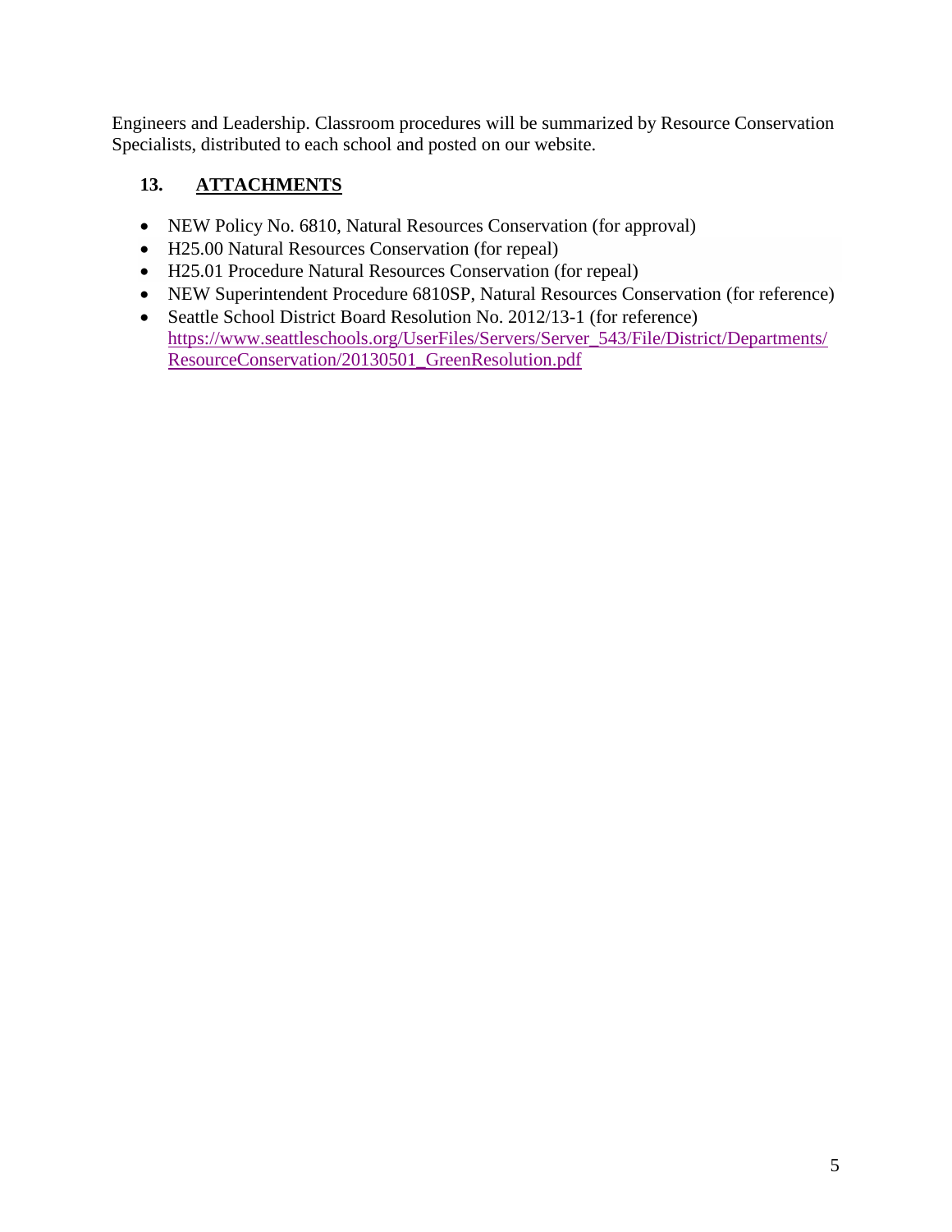Engineers and Leadership. Classroom procedures will be summarized by Resource Conservation Specialists, distributed to each school and posted on our website.

## 13. ATTACHMENTS

- NEW Policy No. 6810, Natural Resources Conservation (for approval)
- H25.00 Natural Resources Conservation (for repeal)
- H25.01 Procedure Natural Resources Conservation (for repeal)
- NEW Superintendent Procedure 6810SP, Natural Resources Conservation (for reference)
- Seattle School District Board Resolution No. 2012/13-1 (for reference) https://www.seattleschools.org/UserFiles/Servers/Server_543/File/District/Departments/ResourceConservation/20130501_GreenResolution.pdf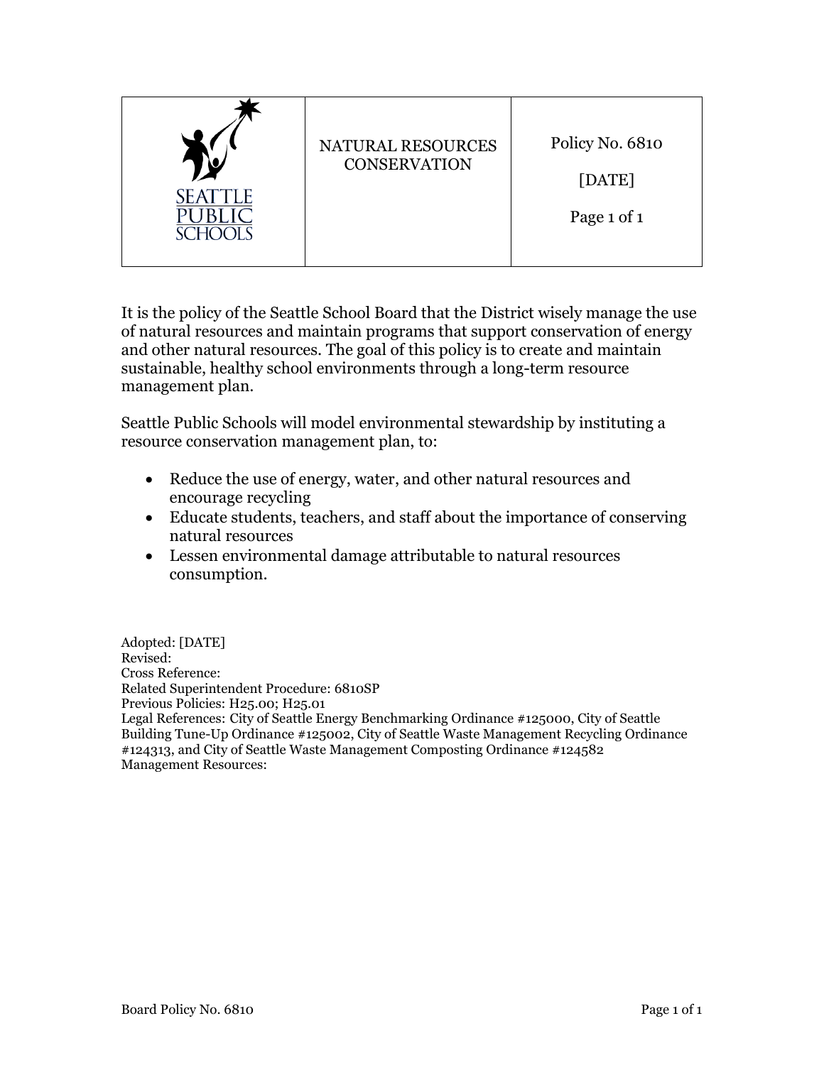| | NATURAL RESOURCES CONSERVATION | Policy No. 6810<br><br>[DATE]<br><br>Page 1 of 1 |
|---|---|---|

It is the policy of the Seattle School Board that the District wisely manage the use of natural resources and maintain programs that support conservation of energy and other natural resources. The goal of this policy is to create and maintain sustainable, healthy school environments through a long-term resource management plan.

Seattle Public Schools will model environmental stewardship by instituting a resource conservation management plan, to:

- Reduce the use of energy, water, and other natural resources and encourage recycling
- Educate students, teachers, and staff about the importance of conserving natural resources
- Lessen environmental damage attributable to natural resources consumption.

Adopted: [DATE]
Revised:
Cross Reference:
Related Superintendent Procedure: 6810SP
Previous Policies: H25.00; H25.01
Legal References: City of Seattle Energy Benchmarking Ordinance #125000, City of Seattle Building Tune-Up Ordinance #125002, City of Seattle Waste Management Recycling Ordinance #124313, and City of Seattle Waste Management Composting Ordinance #124582
Management Resources: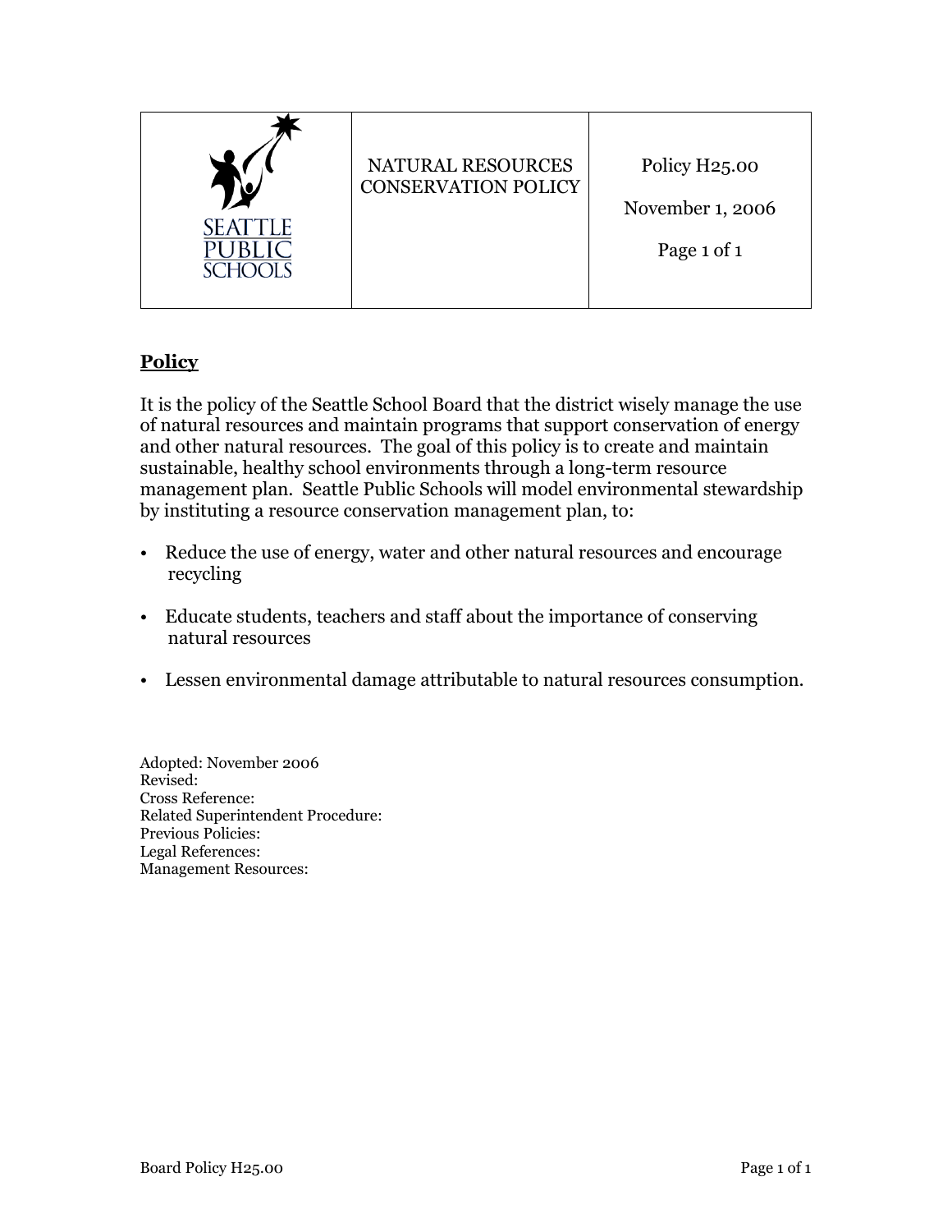| SEATTLE PUBLIC SCHOOLS | NATURAL RESOURCES CONSERVATION POLICY | Policy H25.00<br><br>November 1, 2006<br><br>Page 1 of 1 |
|---|---|---|

## Policy

It is the policy of the Seattle School Board that the district wisely manage the use of natural resources and maintain programs that support conservation of energy and other natural resources. The goal of this policy is to create and maintain sustainable, healthy school environments through a long-term resource management plan. Seattle Public Schools will model environmental stewardship by instituting a resource conservation management plan, to:

- Reduce the use of energy, water and other natural resources and encourage recycling
- Educate students, teachers and staff about the importance of conserving natural resources
- Lessen environmental damage attributable to natural resources consumption.

Adopted: November 2006  
Revised:  
Cross Reference:  
Related Superintendent Procedure:  
Previous Policies:  
Legal References:  
Management Resources: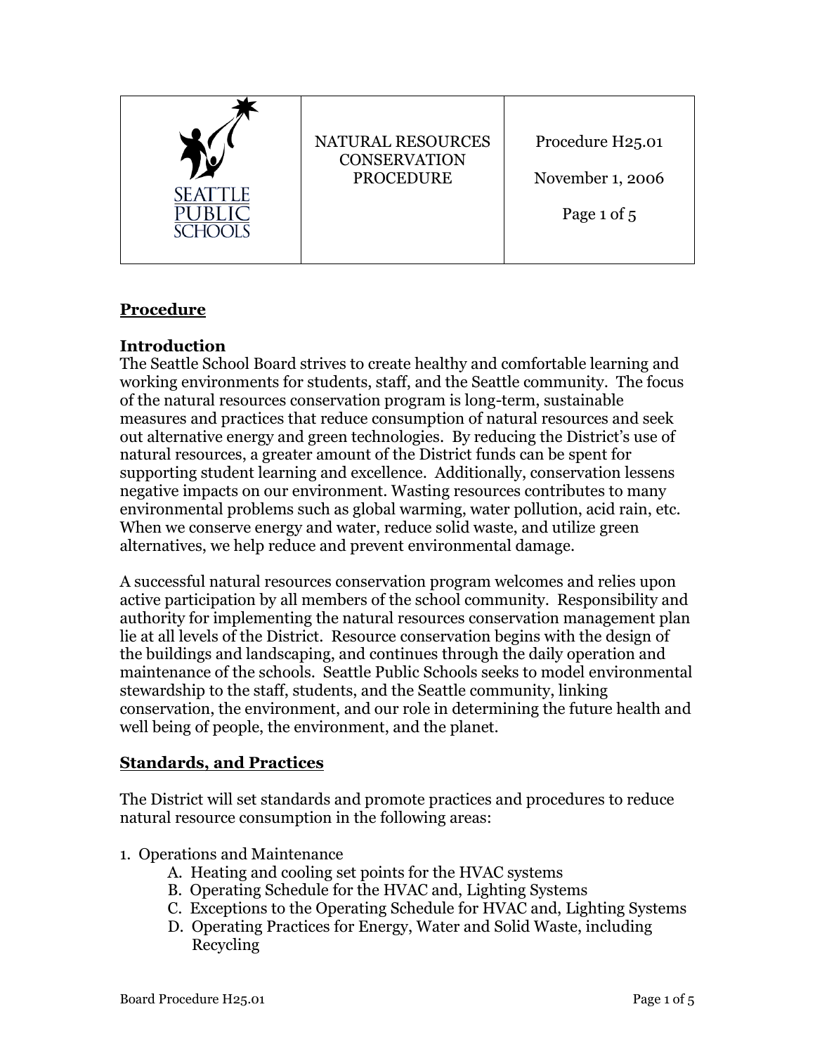| SEATTLE PUBLIC SCHOOLS | NATURAL RESOURCES CONSERVATION PROCEDURE | Procedure H25.01<br><br>November 1, 2006<br><br>Page 1 of 5 |
|---|---|---|

## Procedure

### Introduction

The Seattle School Board strives to create healthy and comfortable learning and working environments for students, staff, and the Seattle community. The focus of the natural resources conservation program is long-term, sustainable measures and practices that reduce consumption of natural resources and seek out alternative energy and green technologies. By reducing the District's use of natural resources, a greater amount of the District funds can be spent for supporting student learning and excellence. Additionally, conservation lessens negative impacts on our environment. Wasting resources contributes to many environmental problems such as global warming, water pollution, acid rain, etc. When we conserve energy and water, reduce solid waste, and utilize green alternatives, we help reduce and prevent environmental damage.

A successful natural resources conservation program welcomes and relies upon active participation by all members of the school community. Responsibility and authority for implementing the natural resources conservation management plan lie at all levels of the District. Resource conservation begins with the design of the buildings and landscaping, and continues through the daily operation and maintenance of the schools. Seattle Public Schools seeks to model environmental stewardship to the staff, students, and the Seattle community, linking conservation, the environment, and our role in determining the future health and well being of people, the environment, and the planet.

## Standards, and Practices

The District will set standards and promote practices and procedures to reduce natural resource consumption in the following areas:

1. Operations and Maintenance
   - A. Heating and cooling set points for the HVAC systems
   - B. Operating Schedule for the HVAC and, Lighting Systems
   - C. Exceptions to the Operating Schedule for HVAC and, Lighting Systems
   - D. Operating Practices for Energy, Water and Solid Waste, including Recycling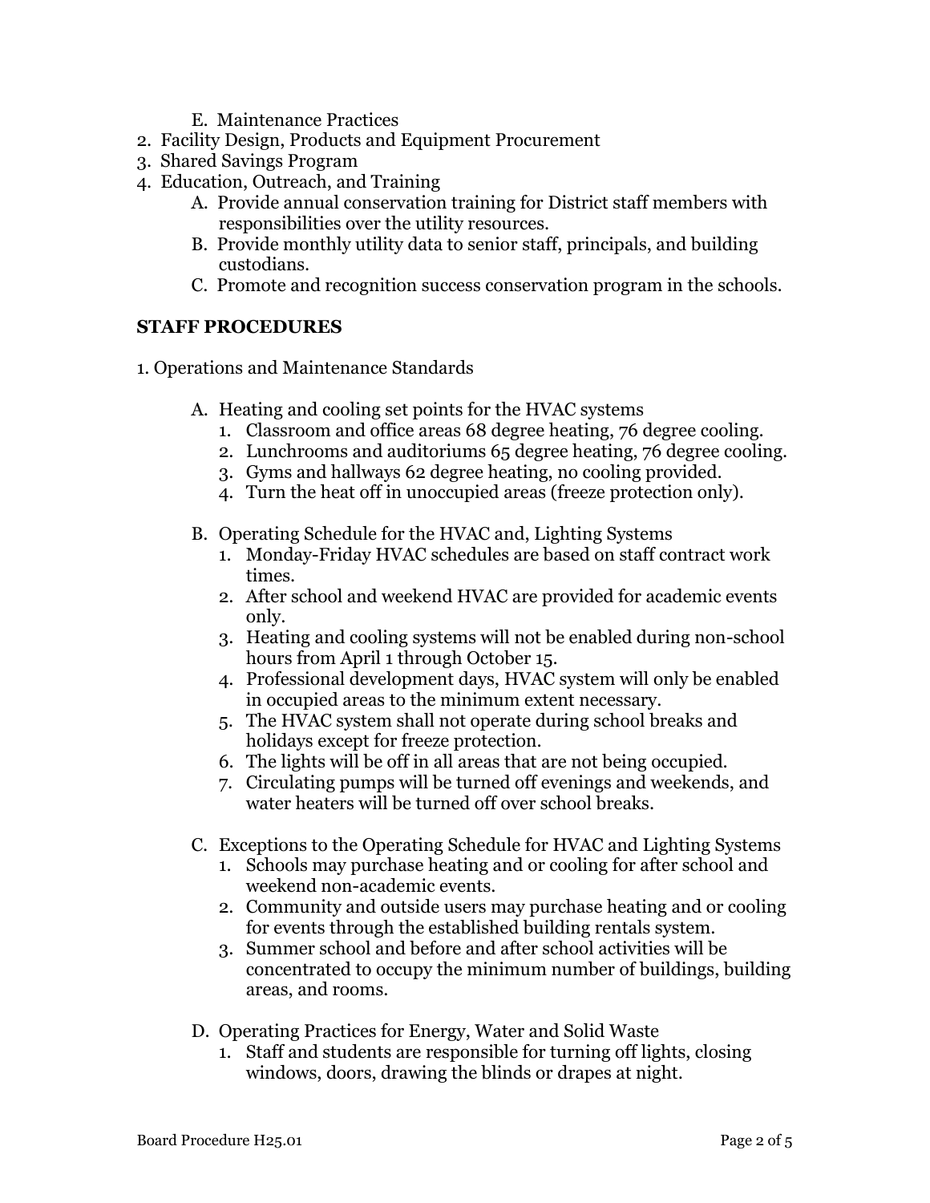E. Maintenance Practices
2. Facility Design, Products and Equipment Procurement
3. Shared Savings Program
4. Education, Outreach, and Training
   A. Provide annual conservation training for District staff members with responsibilities over the utility resources.
   B. Provide monthly utility data to senior staff, principals, and building custodians.
   C. Promote and recognition success conservation program in the schools.

## STAFF PROCEDURES

1. Operations and Maintenance Standards

   A. Heating and cooling set points for the HVAC systems
      1. Classroom and office areas 68 degree heating, 76 degree cooling.
      2. Lunchrooms and auditoriums 65 degree heating, 76 degree cooling.
      3. Gyms and hallways 62 degree heating, no cooling provided.
      4. Turn the heat off in unoccupied areas (freeze protection only).

   B. Operating Schedule for the HVAC and, Lighting Systems
      1. Monday-Friday HVAC schedules are based on staff contract work times.
      2. After school and weekend HVAC are provided for academic events only.
      3. Heating and cooling systems will not be enabled during non-school hours from April 1 through October 15.
      4. Professional development days, HVAC system will only be enabled in occupied areas to the minimum extent necessary.
      5. The HVAC system shall not operate during school breaks and holidays except for freeze protection.
      6. The lights will be off in all areas that are not being occupied.
      7. Circulating pumps will be turned off evenings and weekends, and water heaters will be turned off over school breaks.

   C. Exceptions to the Operating Schedule for HVAC and Lighting Systems
      1. Schools may purchase heating and or cooling for after school and weekend non-academic events.
      2. Community and outside users may purchase heating and or cooling for events through the established building rentals system.
      3. Summer school and before and after school activities will be concentrated to occupy the minimum number of buildings, building areas, and rooms.

   D. Operating Practices for Energy, Water and Solid Waste
      1. Staff and students are responsible for turning off lights, closing windows, doors, drawing the blinds or drapes at night.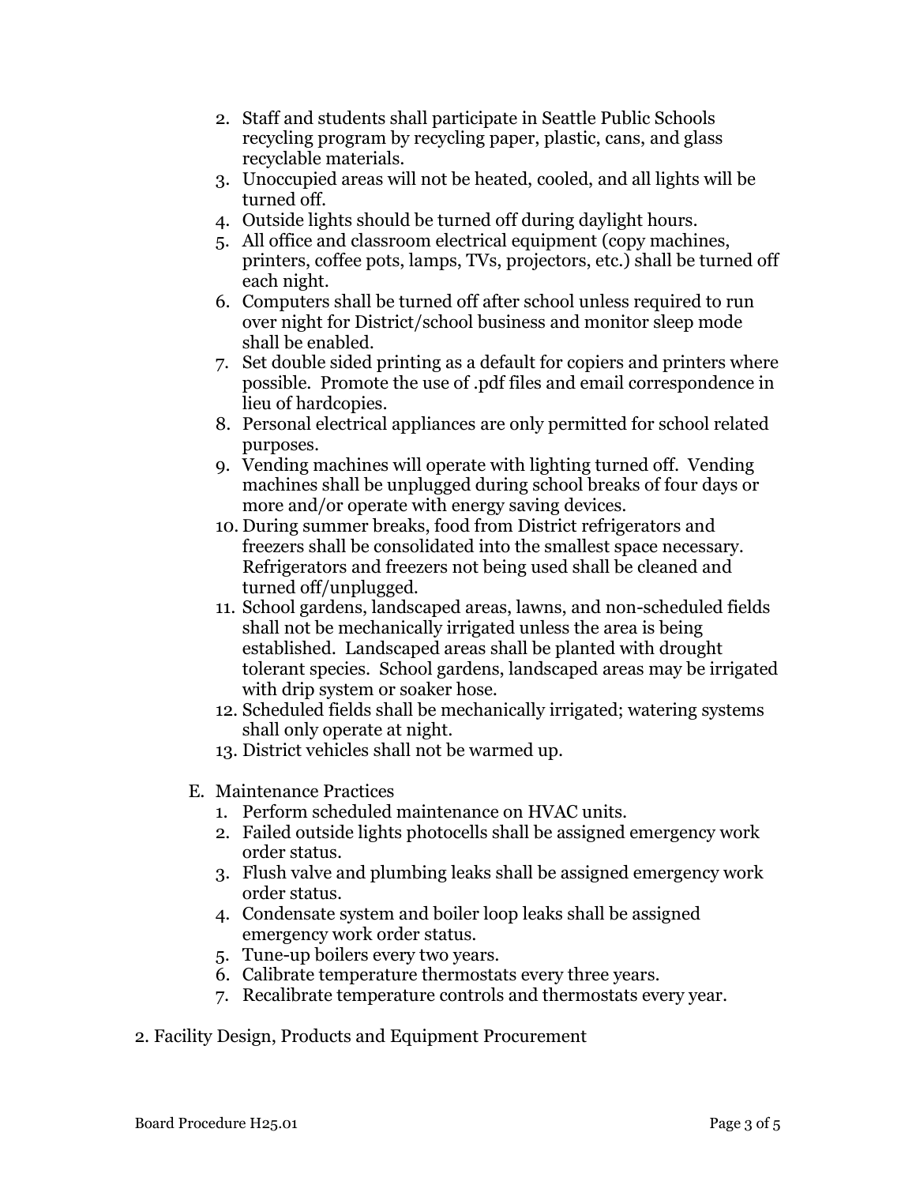2. Staff and students shall participate in Seattle Public Schools recycling program by recycling paper, plastic, cans, and glass recyclable materials.
3. Unoccupied areas will not be heated, cooled, and all lights will be turned off.
4. Outside lights should be turned off during daylight hours.
5. All office and classroom electrical equipment (copy machines, printers, coffee pots, lamps, TVs, projectors, etc.) shall be turned off each night.
6. Computers shall be turned off after school unless required to run over night for District/school business and monitor sleep mode shall be enabled.
7. Set double sided printing as a default for copiers and printers where possible. Promote the use of .pdf files and email correspondence in lieu of hardcopies.
8. Personal electrical appliances are only permitted for school related purposes.
9. Vending machines will operate with lighting turned off. Vending machines shall be unplugged during school breaks of four days or more and/or operate with energy saving devices.
10. During summer breaks, food from District refrigerators and freezers shall be consolidated into the smallest space necessary. Refrigerators and freezers not being used shall be cleaned and turned off/unplugged.
11. School gardens, landscaped areas, lawns, and non-scheduled fields shall not be mechanically irrigated unless the area is being established. Landscaped areas shall be planted with drought tolerant species. School gardens, landscaped areas may be irrigated with drip system or soaker hose.
12. Scheduled fields shall be mechanically irrigated; watering systems shall only operate at night.
13. District vehicles shall not be warmed up.

E. Maintenance Practices
1. Perform scheduled maintenance on HVAC units.
2. Failed outside lights photocells shall be assigned emergency work order status.
3. Flush valve and plumbing leaks shall be assigned emergency work order status.
4. Condensate system and boiler loop leaks shall be assigned emergency work order status.
5. Tune-up boilers every two years.
6. Calibrate temperature thermostats every three years.
7. Recalibrate temperature controls and thermostats every year.

2. Facility Design, Products and Equipment Procurement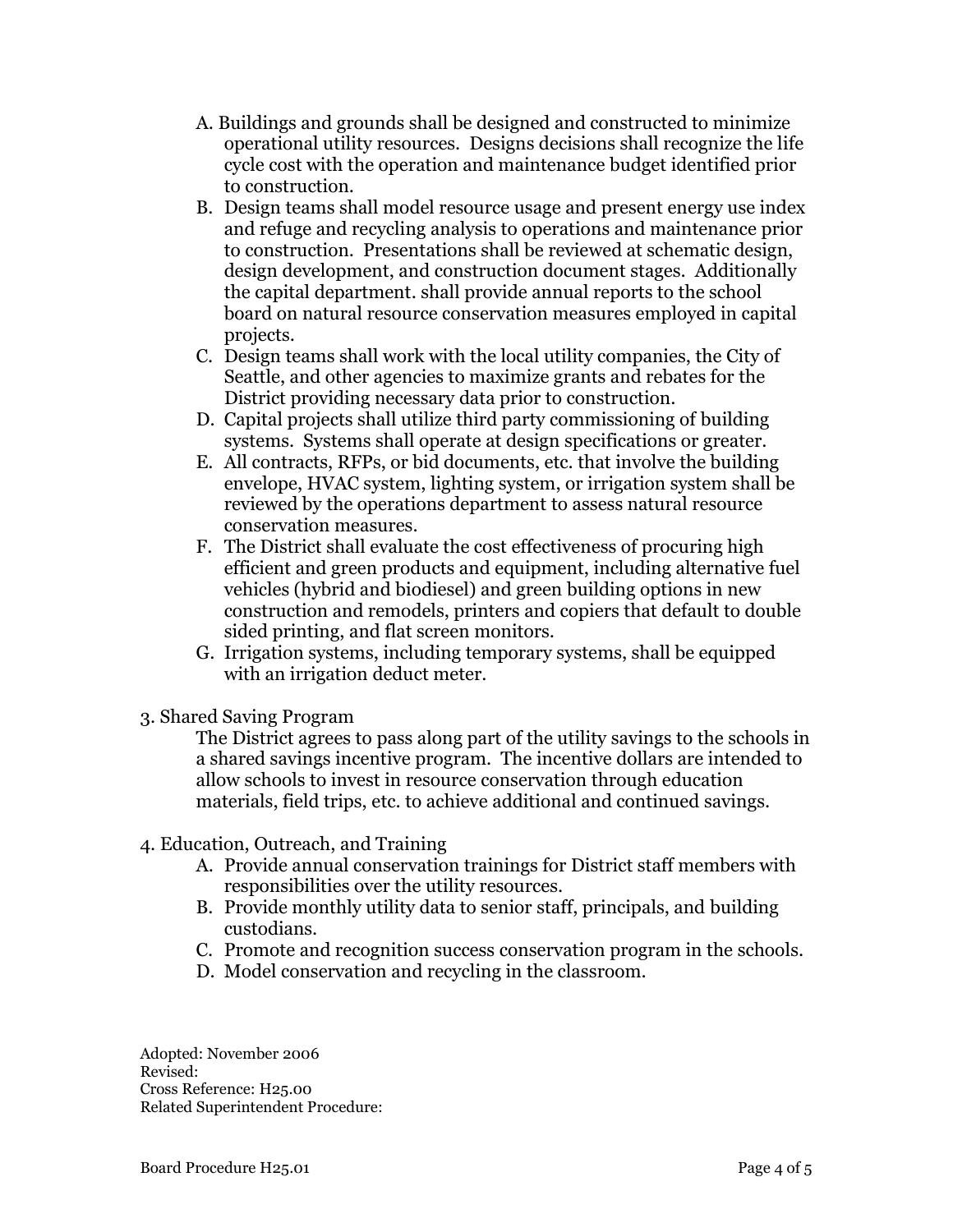A. Buildings and grounds shall be designed and constructed to minimize operational utility resources. Designs decisions shall recognize the life cycle cost with the operation and maintenance budget identified prior to construction.
B. Design teams shall model resource usage and present energy use index and refuge and recycling analysis to operations and maintenance prior to construction. Presentations shall be reviewed at schematic design, design development, and construction document stages. Additionally the capital department. shall provide annual reports to the school board on natural resource conservation measures employed in capital projects.
C. Design teams shall work with the local utility companies, the City of Seattle, and other agencies to maximize grants and rebates for the District providing necessary data prior to construction.
D. Capital projects shall utilize third party commissioning of building systems. Systems shall operate at design specifications or greater.
E. All contracts, RFPs, or bid documents, etc. that involve the building envelope, HVAC system, lighting system, or irrigation system shall be reviewed by the operations department to assess natural resource conservation measures.
F. The District shall evaluate the cost effectiveness of procuring high efficient and green products and equipment, including alternative fuel vehicles (hybrid and biodiesel) and green building options in new construction and remodels, printers and copiers that default to double sided printing, and flat screen monitors.
G. Irrigation systems, including temporary systems, shall be equipped with an irrigation deduct meter.

3. Shared Saving Program

The District agrees to pass along part of the utility savings to the schools in a shared savings incentive program. The incentive dollars are intended to allow schools to invest in resource conservation through education materials, field trips, etc. to achieve additional and continued savings.

4. Education, Outreach, and Training

A. Provide annual conservation trainings for District staff members with responsibilities over the utility resources.
B. Provide monthly utility data to senior staff, principals, and building custodians.
C. Promote and recognition success conservation program in the schools.
D. Model conservation and recycling in the classroom.

Adopted: November 2006
Revised:
Cross Reference: H25.00
Related Superintendent Procedure: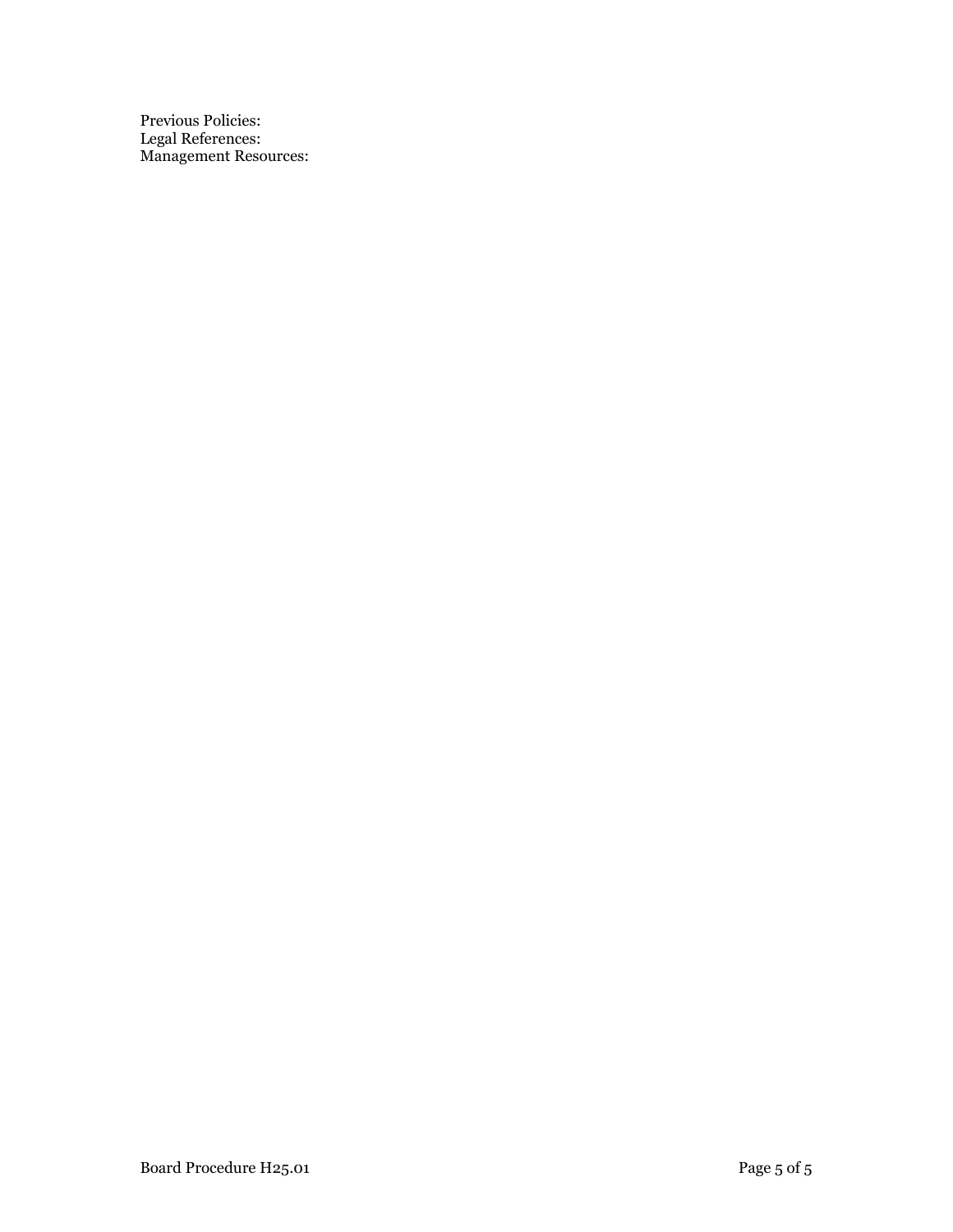Previous Policies:
Legal References:
Management Resources: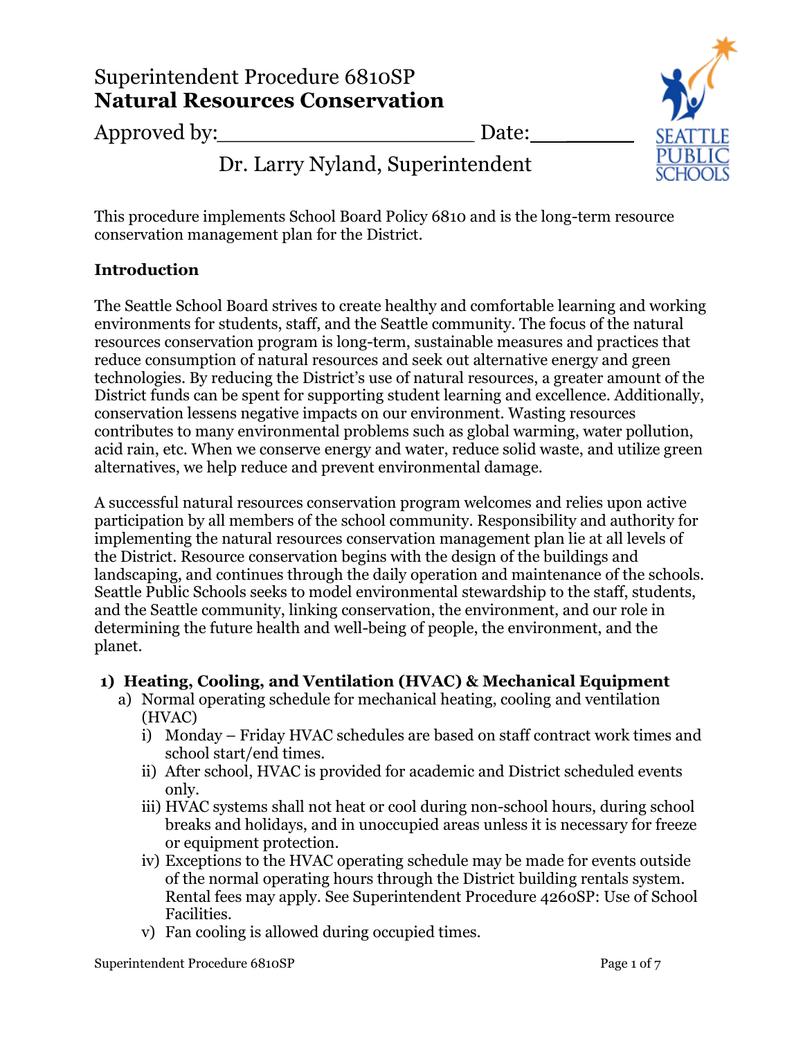# Superintendent Procedure 6810SP
# **Natural Resources Conservation**

Approved by:____________________ Date:________

Dr. Larry Nyland, Superintendent

This procedure implements School Board Policy 6810 and is the long-term resource conservation management plan for the District.

## Introduction

The Seattle School Board strives to create healthy and comfortable learning and working environments for students, staff, and the Seattle community. The focus of the natural resources conservation program is long-term, sustainable measures and practices that reduce consumption of natural resources and seek out alternative energy and green technologies. By reducing the District's use of natural resources, a greater amount of the District funds can be spent for supporting student learning and excellence. Additionally, conservation lessens negative impacts on our environment. Wasting resources contributes to many environmental problems such as global warming, water pollution, acid rain, etc. When we conserve energy and water, reduce solid waste, and utilize green alternatives, we help reduce and prevent environmental damage.

A successful natural resources conservation program welcomes and relies upon active participation by all members of the school community. Responsibility and authority for implementing the natural resources conservation management plan lie at all levels of the District. Resource conservation begins with the design of the buildings and landscaping, and continues through the daily operation and maintenance of the schools. Seattle Public Schools seeks to model environmental stewardship to the staff, students, and the Seattle community, linking conservation, the environment, and our role in determining the future health and well-being of people, the environment, and the planet.

## 1) Heating, Cooling, and Ventilation (HVAC) & Mechanical Equipment

a) Normal operating schedule for mechanical heating, cooling and ventilation (HVAC)

   i) Monday – Friday HVAC schedules are based on staff contract work times and school start/end times.

   ii) After school, HVAC is provided for academic and District scheduled events only.

   iii) HVAC systems shall not heat or cool during non-school hours, during school breaks and holidays, and in unoccupied areas unless it is necessary for freeze or equipment protection.

   iv) Exceptions to the HVAC operating schedule may be made for events outside of the normal operating hours through the District building rentals system. Rental fees may apply. See Superintendent Procedure 4260SP: Use of School Facilities.

   v) Fan cooling is allowed during occupied times.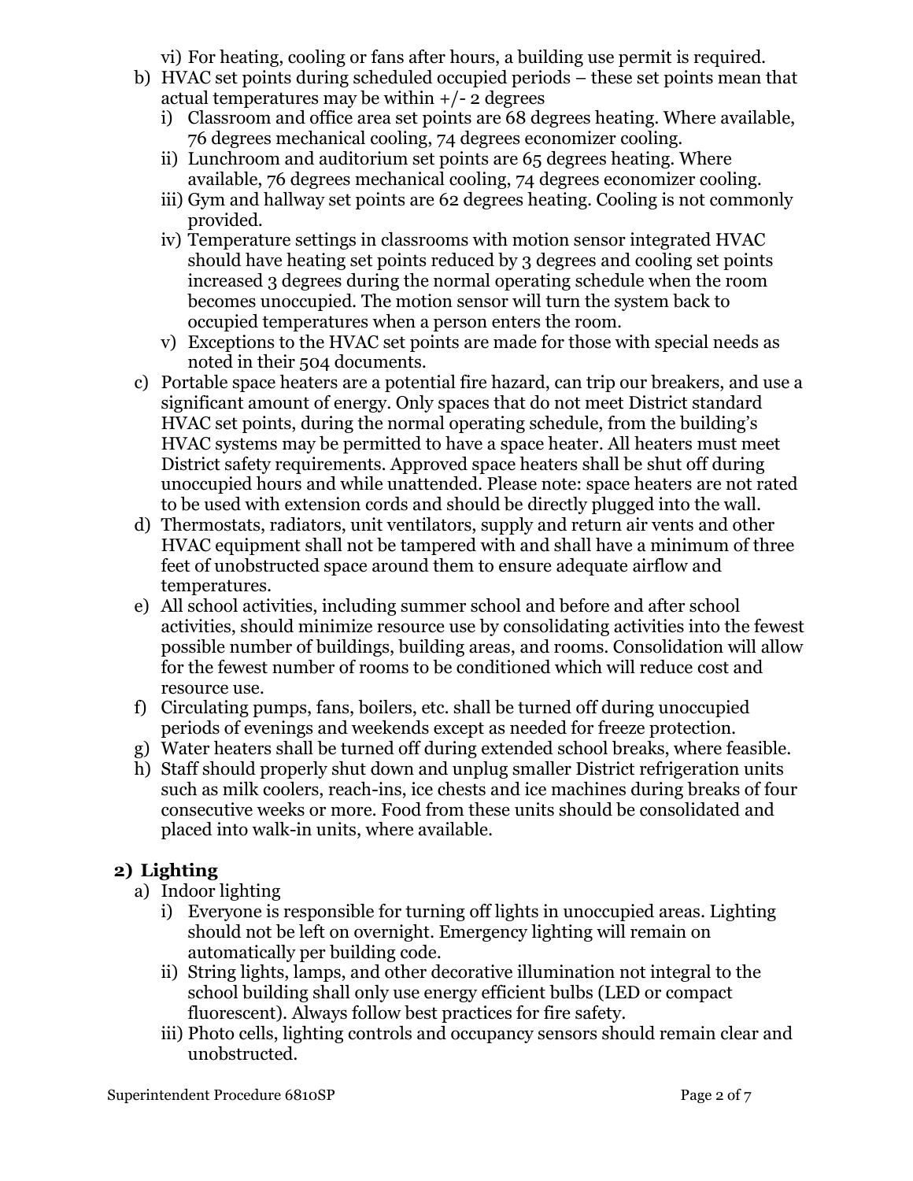vi) For heating, cooling or fans after hours, a building use permit is required.

b) HVAC set points during scheduled occupied periods – these set points mean that actual temperatures may be within +/- 2 degrees
   i) Classroom and office area set points are 68 degrees heating. Where available, 76 degrees mechanical cooling, 74 degrees economizer cooling.
   ii) Lunchroom and auditorium set points are 65 degrees heating. Where available, 76 degrees mechanical cooling, 74 degrees economizer cooling.
   iii) Gym and hallway set points are 62 degrees heating. Cooling is not commonly provided.
   iv) Temperature settings in classrooms with motion sensor integrated HVAC should have heating set points reduced by 3 degrees and cooling set points increased 3 degrees during the normal operating schedule when the room becomes unoccupied. The motion sensor will turn the system back to occupied temperatures when a person enters the room.
   v) Exceptions to the HVAC set points are made for those with special needs as noted in their 504 documents.

c) Portable space heaters are a potential fire hazard, can trip our breakers, and use a significant amount of energy. Only spaces that do not meet District standard HVAC set points, during the normal operating schedule, from the building's HVAC systems may be permitted to have a space heater. All heaters must meet District safety requirements. Approved space heaters shall be shut off during unoccupied hours and while unattended. Please note: space heaters are not rated to be used with extension cords and should be directly plugged into the wall.

d) Thermostats, radiators, unit ventilators, supply and return air vents and other HVAC equipment shall not be tampered with and shall have a minimum of three feet of unobstructed space around them to ensure adequate airflow and temperatures.

e) All school activities, including summer school and before and after school activities, should minimize resource use by consolidating activities into the fewest possible number of buildings, building areas, and rooms. Consolidation will allow for the fewest number of rooms to be conditioned which will reduce cost and resource use.

f) Circulating pumps, fans, boilers, etc. shall be turned off during unoccupied periods of evenings and weekends except as needed for freeze protection.

g) Water heaters shall be turned off during extended school breaks, where feasible.

h) Staff should properly shut down and unplug smaller District refrigeration units such as milk coolers, reach-ins, ice chests and ice machines during breaks of four consecutive weeks or more. Food from these units should be consolidated and placed into walk-in units, where available.

## 2) Lighting

a) Indoor lighting
   i) Everyone is responsible for turning off lights in unoccupied areas. Lighting should not be left on overnight. Emergency lighting will remain on automatically per building code.
   ii) String lights, lamps, and other decorative illumination not integral to the school building shall only use energy efficient bulbs (LED or compact fluorescent). Always follow best practices for fire safety.
   iii) Photo cells, lighting controls and occupancy sensors should remain clear and unobstructed.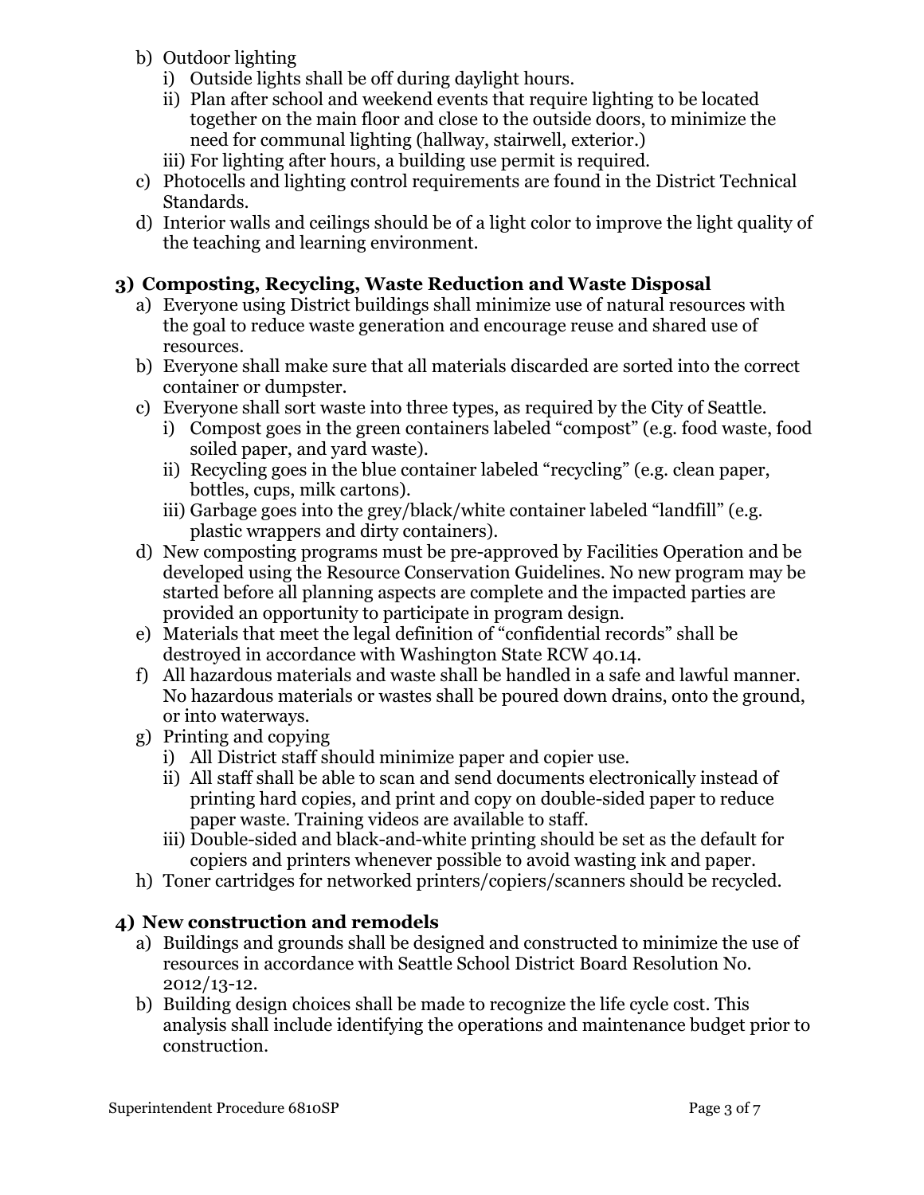b) Outdoor lighting
   i) Outside lights shall be off during daylight hours.
   ii) Plan after school and weekend events that require lighting to be located together on the main floor and close to the outside doors, to minimize the need for communal lighting (hallway, stairwell, exterior.)
   iii) For lighting after hours, a building use permit is required.

c) Photocells and lighting control requirements are found in the District Technical Standards.

d) Interior walls and ceilings should be of a light color to improve the light quality of the teaching and learning environment.

### 3) Composting, Recycling, Waste Reduction and Waste Disposal

a) Everyone using District buildings shall minimize use of natural resources with the goal to reduce waste generation and encourage reuse and shared use of resources.

b) Everyone shall make sure that all materials discarded are sorted into the correct container or dumpster.

c) Everyone shall sort waste into three types, as required by the City of Seattle.
   i) Compost goes in the green containers labeled "compost" (e.g. food waste, food soiled paper, and yard waste).
   ii) Recycling goes in the blue container labeled "recycling" (e.g. clean paper, bottles, cups, milk cartons).
   iii) Garbage goes into the grey/black/white container labeled "landfill" (e.g. plastic wrappers and dirty containers).

d) New composting programs must be pre-approved by Facilities Operation and be developed using the Resource Conservation Guidelines. No new program may be started before all planning aspects are complete and the impacted parties are provided an opportunity to participate in program design.

e) Materials that meet the legal definition of "confidential records" shall be destroyed in accordance with Washington State RCW 40.14.

f) All hazardous materials and waste shall be handled in a safe and lawful manner. No hazardous materials or wastes shall be poured down drains, onto the ground, or into waterways.

g) Printing and copying
   i) All District staff should minimize paper and copier use.
   ii) All staff shall be able to scan and send documents electronically instead of printing hard copies, and print and copy on double-sided paper to reduce paper waste. Training videos are available to staff.
   iii) Double-sided and black-and-white printing should be set as the default for copiers and printers whenever possible to avoid wasting ink and paper.

h) Toner cartridges for networked printers/copiers/scanners should be recycled.

### 4) New construction and remodels

a) Buildings and grounds shall be designed and constructed to minimize the use of resources in accordance with Seattle School District Board Resolution No. 2012/13-12.

b) Building design choices shall be made to recognize the life cycle cost. This analysis shall include identifying the operations and maintenance budget prior to construction.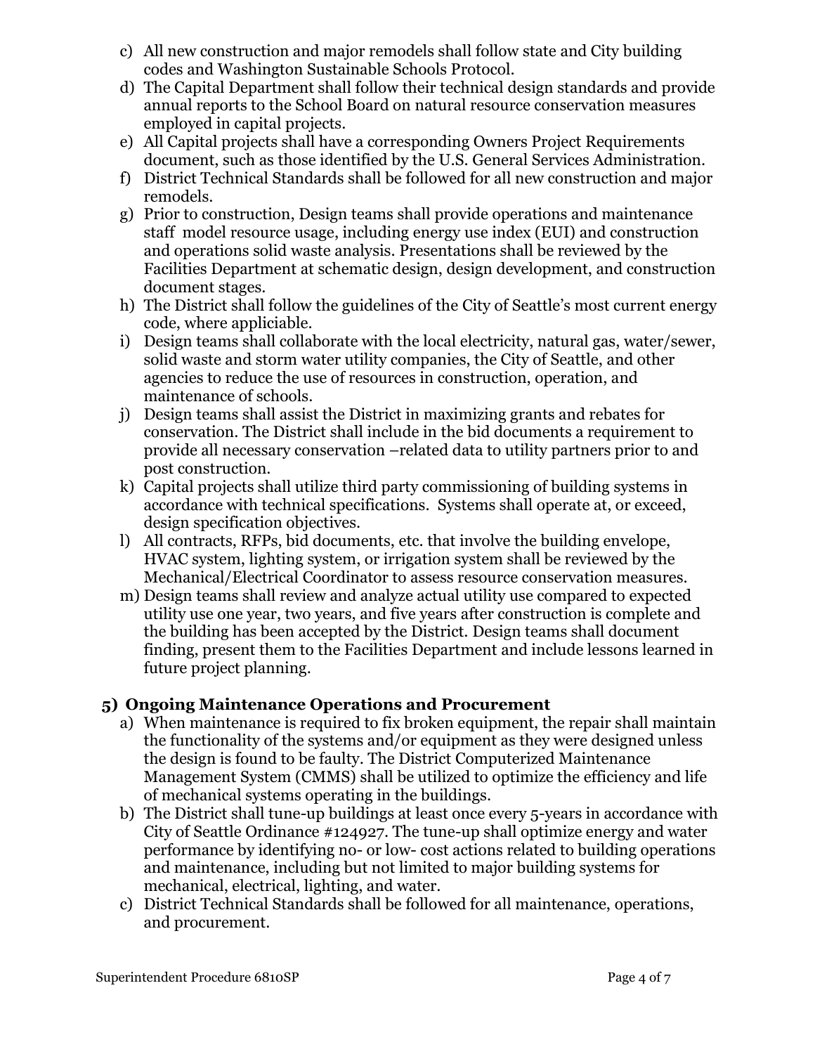c) All new construction and major remodels shall follow state and City building codes and Washington Sustainable Schools Protocol.

d) The Capital Department shall follow their technical design standards and provide annual reports to the School Board on natural resource conservation measures employed in capital projects.

e) All Capital projects shall have a corresponding Owners Project Requirements document, such as those identified by the U.S. General Services Administration.

f) District Technical Standards shall be followed for all new construction and major remodels.

g) Prior to construction, Design teams shall provide operations and maintenance staff model resource usage, including energy use index (EUI) and construction and operations solid waste analysis. Presentations shall be reviewed by the Facilities Department at schematic design, design development, and construction document stages.

h) The District shall follow the guidelines of the City of Seattle's most current energy code, where appliciable.

i) Design teams shall collaborate with the local electricity, natural gas, water/sewer, solid waste and storm water utility companies, the City of Seattle, and other agencies to reduce the use of resources in construction, operation, and maintenance of schools.

j) Design teams shall assist the District in maximizing grants and rebates for conservation. The District shall include in the bid documents a requirement to provide all necessary conservation –related data to utility partners prior to and post construction.

k) Capital projects shall utilize third party commissioning of building systems in accordance with technical specifications. Systems shall operate at, or exceed, design specification objectives.

l) All contracts, RFPs, bid documents, etc. that involve the building envelope, HVAC system, lighting system, or irrigation system shall be reviewed by the Mechanical/Electrical Coordinator to assess resource conservation measures.

m) Design teams shall review and analyze actual utility use compared to expected utility use one year, two years, and five years after construction is complete and the building has been accepted by the District. Design teams shall document finding, present them to the Facilities Department and include lessons learned in future project planning.

### 5) Ongoing Maintenance Operations and Procurement

a) When maintenance is required to fix broken equipment, the repair shall maintain the functionality of the systems and/or equipment as they were designed unless the design is found to be faulty. The District Computerized Maintenance Management System (CMMS) shall be utilized to optimize the efficiency and life of mechanical systems operating in the buildings.

b) The District shall tune-up buildings at least once every 5-years in accordance with City of Seattle Ordinance #124927. The tune-up shall optimize energy and water performance by identifying no- or low- cost actions related to building operations and maintenance, including but not limited to major building systems for mechanical, electrical, lighting, and water.

c) District Technical Standards shall be followed for all maintenance, operations, and procurement.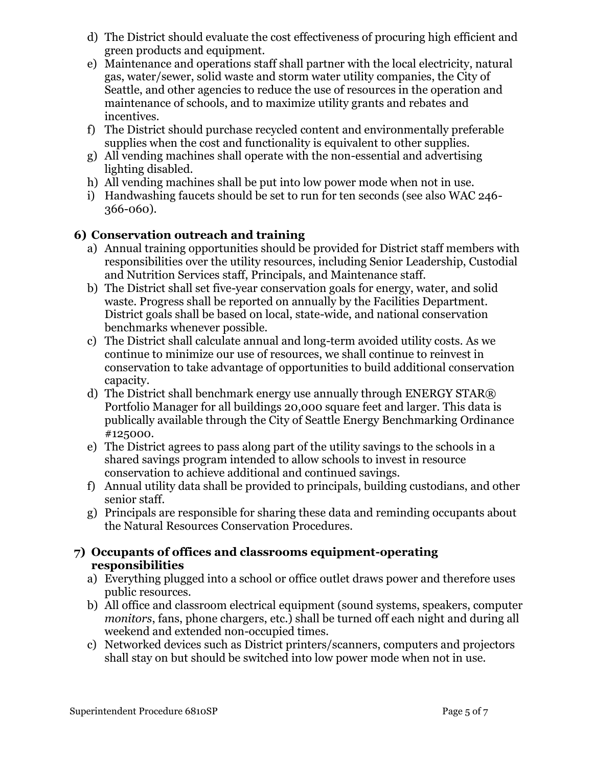d) The District should evaluate the cost effectiveness of procuring high efficient and green products and equipment.

e) Maintenance and operations staff shall partner with the local electricity, natural gas, water/sewer, solid waste and storm water utility companies, the City of Seattle, and other agencies to reduce the use of resources in the operation and maintenance of schools, and to maximize utility grants and rebates and incentives.

f) The District should purchase recycled content and environmentally preferable supplies when the cost and functionality is equivalent to other supplies.

g) All vending machines shall operate with the non-essential and advertising lighting disabled.

h) All vending machines shall be put into low power mode when not in use.

i) Handwashing faucets should be set to run for ten seconds (see also WAC 246-366-060).

### 6) Conservation outreach and training

a) Annual training opportunities should be provided for District staff members with responsibilities over the utility resources, including Senior Leadership, Custodial and Nutrition Services staff, Principals, and Maintenance staff.

b) The District shall set five-year conservation goals for energy, water, and solid waste. Progress shall be reported on annually by the Facilities Department. District goals shall be based on local, state-wide, and national conservation benchmarks whenever possible.

c) The District shall calculate annual and long-term avoided utility costs. As we continue to minimize our use of resources, we shall continue to reinvest in conservation to take advantage of opportunities to build additional conservation capacity.

d) The District shall benchmark energy use annually through ENERGY STAR® Portfolio Manager for all buildings 20,000 square feet and larger. This data is publically available through the City of Seattle Energy Benchmarking Ordinance #125000.

e) The District agrees to pass along part of the utility savings to the schools in a shared savings program intended to allow schools to invest in resource conservation to achieve additional and continued savings.

f) Annual utility data shall be provided to principals, building custodians, and other senior staff.

g) Principals are responsible for sharing these data and reminding occupants about the Natural Resources Conservation Procedures.

### 7) Occupants of offices and classrooms equipment-operating responsibilities

a) Everything plugged into a school or office outlet draws power and therefore uses public resources.

b) All office and classroom electrical equipment (sound systems, speakers, computer *monitors*, fans, phone chargers, etc.) shall be turned off each night and during all weekend and extended non-occupied times.

c) Networked devices such as District printers/scanners, computers and projectors shall stay on but should be switched into low power mode when not in use.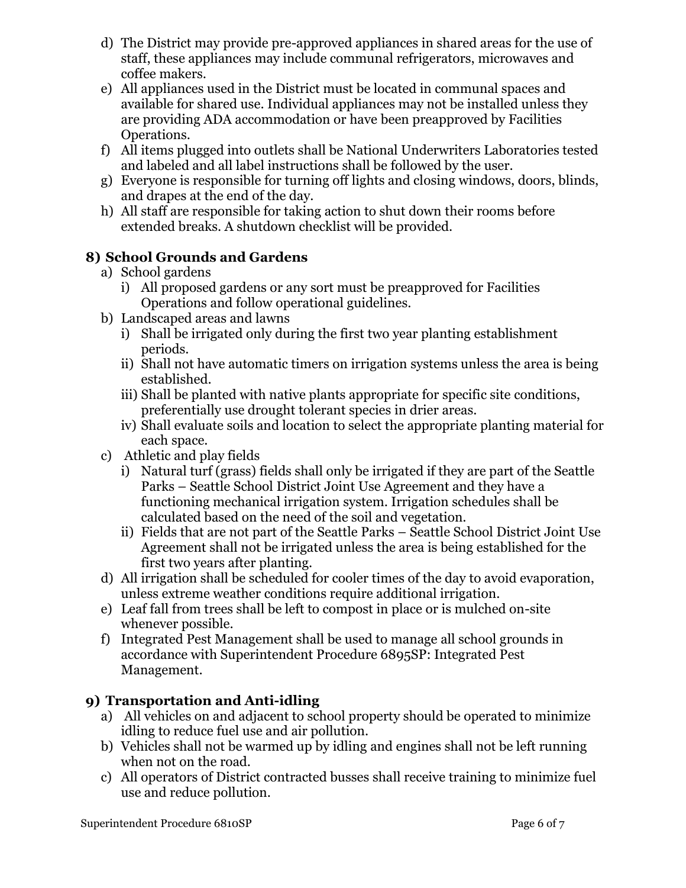d) The District may provide pre-approved appliances in shared areas for the use of staff, these appliances may include communal refrigerators, microwaves and coffee makers.
e) All appliances used in the District must be located in communal spaces and available for shared use. Individual appliances may not be installed unless they are providing ADA accommodation or have been preapproved by Facilities Operations.
f) All items plugged into outlets shall be National Underwriters Laboratories tested and labeled and all label instructions shall be followed by the user.
g) Everyone is responsible for turning off lights and closing windows, doors, blinds, and drapes at the end of the day.
h) All staff are responsible for taking action to shut down their rooms before extended breaks. A shutdown checklist will be provided.

## 8) School Grounds and Gardens

a) School gardens
   i) All proposed gardens or any sort must be preapproved for Facilities Operations and follow operational guidelines.
b) Landscaped areas and lawns
   i) Shall be irrigated only during the first two year planting establishment periods.
   ii) Shall not have automatic timers on irrigation systems unless the area is being established.
   iii) Shall be planted with native plants appropriate for specific site conditions, preferentially use drought tolerant species in drier areas.
   iv) Shall evaluate soils and location to select the appropriate planting material for each space.
c) Athletic and play fields
   i) Natural turf (grass) fields shall only be irrigated if they are part of the Seattle Parks – Seattle School District Joint Use Agreement and they have a functioning mechanical irrigation system. Irrigation schedules shall be calculated based on the need of the soil and vegetation.
   ii) Fields that are not part of the Seattle Parks – Seattle School District Joint Use Agreement shall not be irrigated unless the area is being established for the first two years after planting.
d) All irrigation shall be scheduled for cooler times of the day to avoid evaporation, unless extreme weather conditions require additional irrigation.
e) Leaf fall from trees shall be left to compost in place or is mulched on-site whenever possible.
f) Integrated Pest Management shall be used to manage all school grounds in accordance with Superintendent Procedure 6895SP: Integrated Pest Management.

## 9) Transportation and Anti-idling

a) All vehicles on and adjacent to school property should be operated to minimize idling to reduce fuel use and air pollution.
b) Vehicles shall not be warmed up by idling and engines shall not be left running when not on the road.
c) All operators of District contracted busses shall receive training to minimize fuel use and reduce pollution.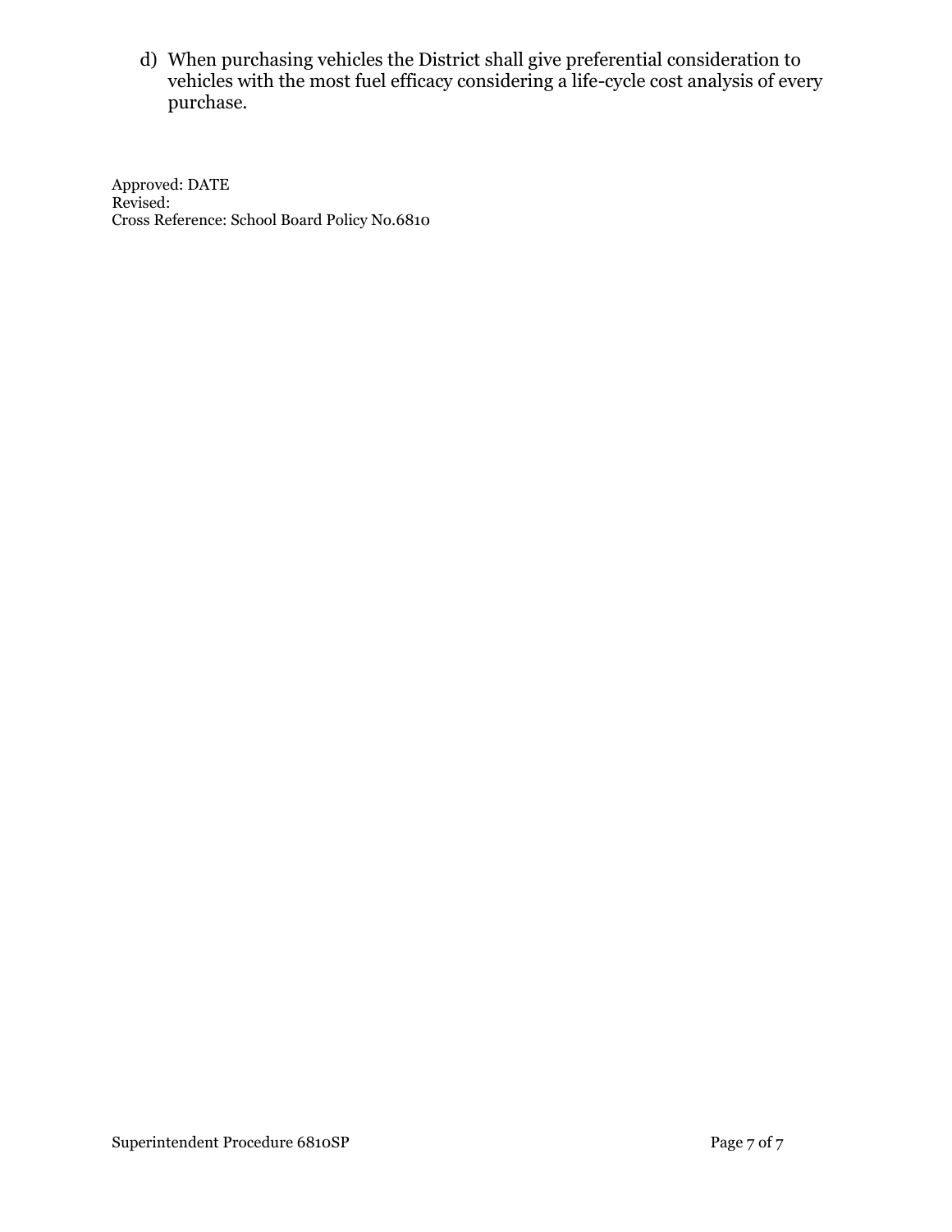d) When purchasing vehicles the District shall give preferential consideration to vehicles with the most fuel efficacy considering a life-cycle cost analysis of every purchase.

Approved: DATE
Revised:
Cross Reference: School Board Policy No.6810